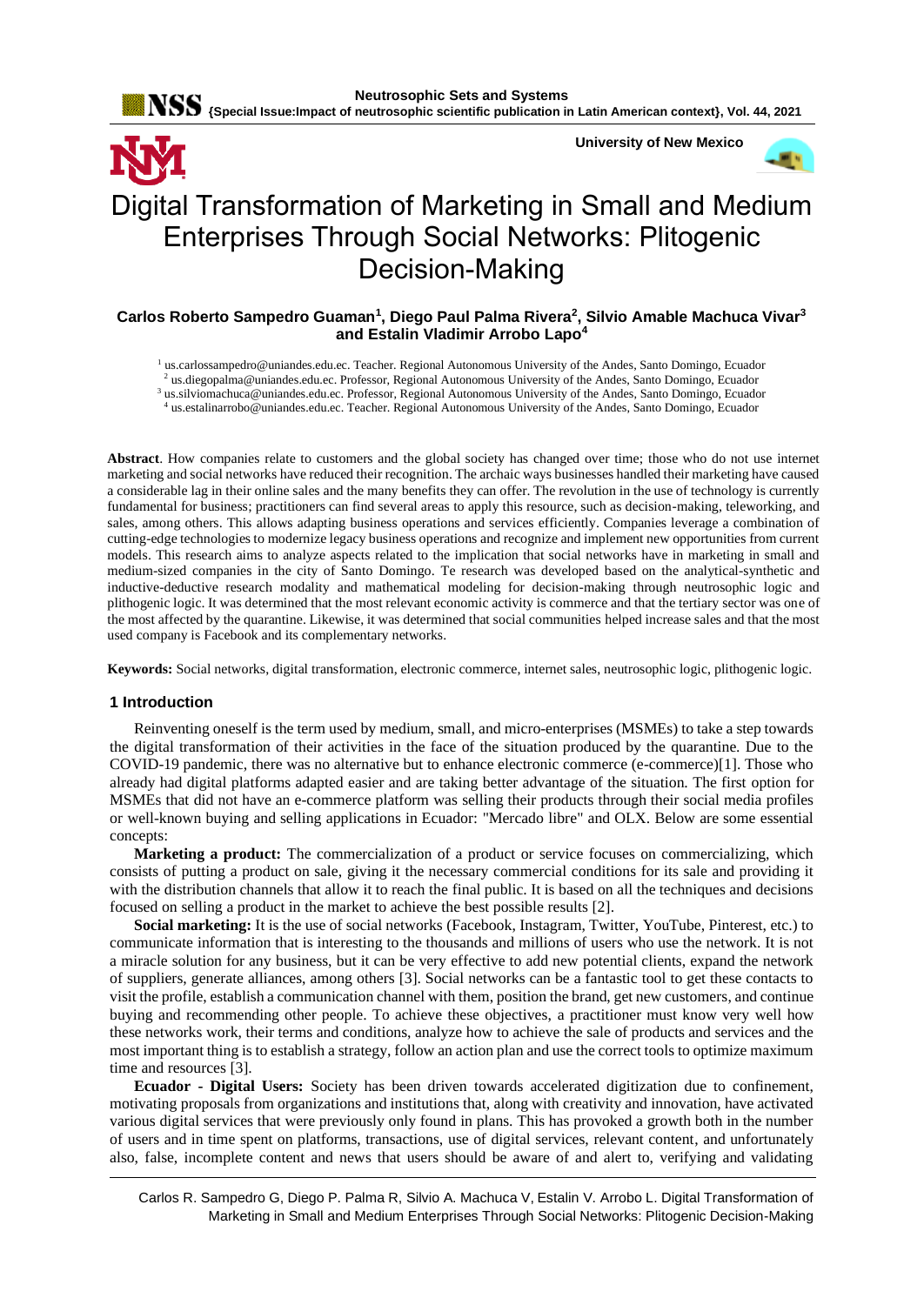# Digital Transformation of Marketing in Small and Medium Enterprises Through Social Networks: Plitogenic Decision-Making

**Carlos Roberto Sampedro Guaman[1], Diego Paul Palma Rivera[2], Silvio Amable Machuca Vivar[3] and Estalin Vladimir Arrobo Lapo[4]**

[1] us.carlossampedro@uniandes.edu.ec. Teacher. Regional Autonomous University of the Andes, Santo Domingo, Ecuador
[2] us.diegopalma@uniandes.edu.ec. Professor, Regional Autonomous University of the Andes, Santo Domingo, Ecuador
[3] us.silviomachuca@uniandes.edu.ec. Professor, Regional Autonomous University of the Andes, Santo Domingo, Ecuador
[4] us.estalinarrobo@uniandes.edu.ec. Teacher. Regional Autonomous University of the Andes, Santo Domingo, Ecuador

**Abstract**. How companies relate to customers and the global society has changed over time; those who do not use internet marketing and social networks have reduced their recognition. The archaic ways businesses handled their marketing have caused a considerable lag in their online sales and the many benefits they can offer. The revolution in the use of technology is currently fundamental for business; practitioners can find several areas to apply this resource, such as decision-making, teleworking, and sales, among others. This allows adapting business operations and services efficiently. Companies leverage a combination of cutting-edge technologies to modernize legacy business operations and recognize and implement new opportunities from current models. This research aims to analyze aspects related to the implication that social networks have in marketing in small and medium-sized companies in the city of Santo Domingo. Te research was developed based on the analytical-synthetic and inductive-deductive research modality and mathematical modeling for decision-making through neutrosophic logic and plithogenic logic. It was determined that the most relevant economic activity is commerce and that the tertiary sector was one of the most affected by the quarantine. Likewise, it was determined that social communities helped increase sales and that the most used company is Facebook and its complementary networks.

**Keywords:** Social networks, digital transformation, electronic commerce, internet sales, neutrosophic logic, plithogenic logic.

## 1 Introduction

Reinventing oneself is the term used by medium, small, and micro-enterprises (MSMEs) to take a step towards the digital transformation of their activities in the face of the situation produced by the quarantine. Due to the COVID-19 pandemic, there was no alternative but to enhance electronic commerce (e-commerce)[1]. Those who already had digital platforms adapted easier and are taking better advantage of the situation. The first option for MSMEs that did not have an e-commerce platform was selling their products through their social media profiles or well-known buying and selling applications in Ecuador: "Mercado libre" and OLX. Below are some essential concepts:

**Marketing a product:** The commercialization of a product or service focuses on commercializing, which consists of putting a product on sale, giving it the necessary commercial conditions for its sale and providing it with the distribution channels that allow it to reach the final public. It is based on all the techniques and decisions focused on selling a product in the market to achieve the best possible results [2].

**Social marketing:** It is the use of social networks (Facebook, Instagram, Twitter, YouTube, Pinterest, etc.) to communicate information that is interesting to the thousands and millions of users who use the network. It is not a miracle solution for any business, but it can be very effective to add new potential clients, expand the network of suppliers, generate alliances, among others [3]. Social networks can be a fantastic tool to get these contacts to visit the profile, establish a communication channel with them, position the brand, get new customers, and continue buying and recommending other people. To achieve these objectives, a practitioner must know very well how these networks work, their terms and conditions, analyze how to achieve the sale of products and services and the most important thing is to establish a strategy, follow an action plan and use the correct tools to optimize maximum time and resources [3].

**Ecuador - Digital Users:** Society has been driven towards accelerated digitization due to confinement, motivating proposals from organizations and institutions that, along with creativity and innovation, have activated various digital services that were previously only found in plans. This has provoked a growth both in the number of users and in time spent on platforms, transactions, use of digital services, relevant content, and unfortunately also, false, incomplete content and news that users should be aware of and alert to, verifying and validating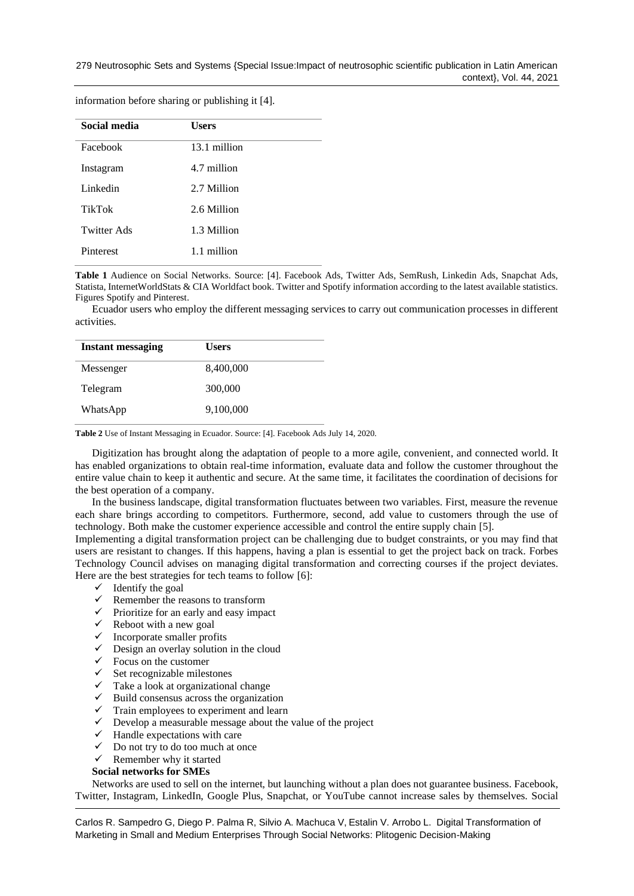information before sharing or publishing it [4].

| Social media | Users |
|---|---|
| Facebook | 13.1 million |
| Instagram | 4.7 million |
| Linkedin | 2.7 Million |
| TikTok | 2.6 Million |
| Twitter Ads | 1.3 Million |
| Pinterest | 1.1 million |

**Table 1** Audience on Social Networks. Source: [4]. Facebook Ads, Twitter Ads, SemRush, Linkedin Ads, Snapchat Ads, Statista, InternetWorldStats & CIA Worldfact book. Twitter and Spotify information according to the latest available statistics. Figures Spotify and Pinterest.

Ecuador users who employ the different messaging services to carry out communication processes in different activities.

| Instant messaging | Users |
|---|---|
| Messenger | 8,400,000 |
| Telegram | 300,000 |
| WhatsApp | 9,100,000 |

**Table 2** Use of Instant Messaging in Ecuador. Source: [4]. Facebook Ads July 14, 2020.

Digitization has brought along the adaptation of people to a more agile, convenient, and connected world. It has enabled organizations to obtain real-time information, evaluate data and follow the customer throughout the entire value chain to keep it authentic and secure. At the same time, it facilitates the coordination of decisions for the best operation of a company.

In the business landscape, digital transformation fluctuates between two variables. First, measure the revenue each share brings according to competitors. Furthermore, second, add value to customers through the use of technology. Both make the customer experience accessible and control the entire supply chain [5].

Implementing a digital transformation project can be challenging due to budget constraints, or you may find that users are resistant to changes. If this happens, having a plan is essential to get the project back on track. Forbes Technology Council advises on managing digital transformation and correcting courses if the project deviates. Here are the best strategies for tech teams to follow [6]:

- ✓ Identify the goal
- ✓ Remember the reasons to transform
- ✓ Prioritize for an early and easy impact
- ✓ Reboot with a new goal
- ✓ Incorporate smaller profits
- ✓ Design an overlay solution in the cloud
- ✓ Focus on the customer
- ✓ Set recognizable milestones
- ✓ Take a look at organizational change
- ✓ Build consensus across the organization
- ✓ Train employees to experiment and learn
- ✓ Develop a measurable message about the value of the project
- ✓ Handle expectations with care
- ✓ Do not try to do too much at once
- ✓ Remember why it started

**Social networks for SMEs**

Networks are used to sell on the internet, but launching without a plan does not guarantee business. Facebook, Twitter, Instagram, LinkedIn, Google Plus, Snapchat, or YouTube cannot increase sales by themselves. Social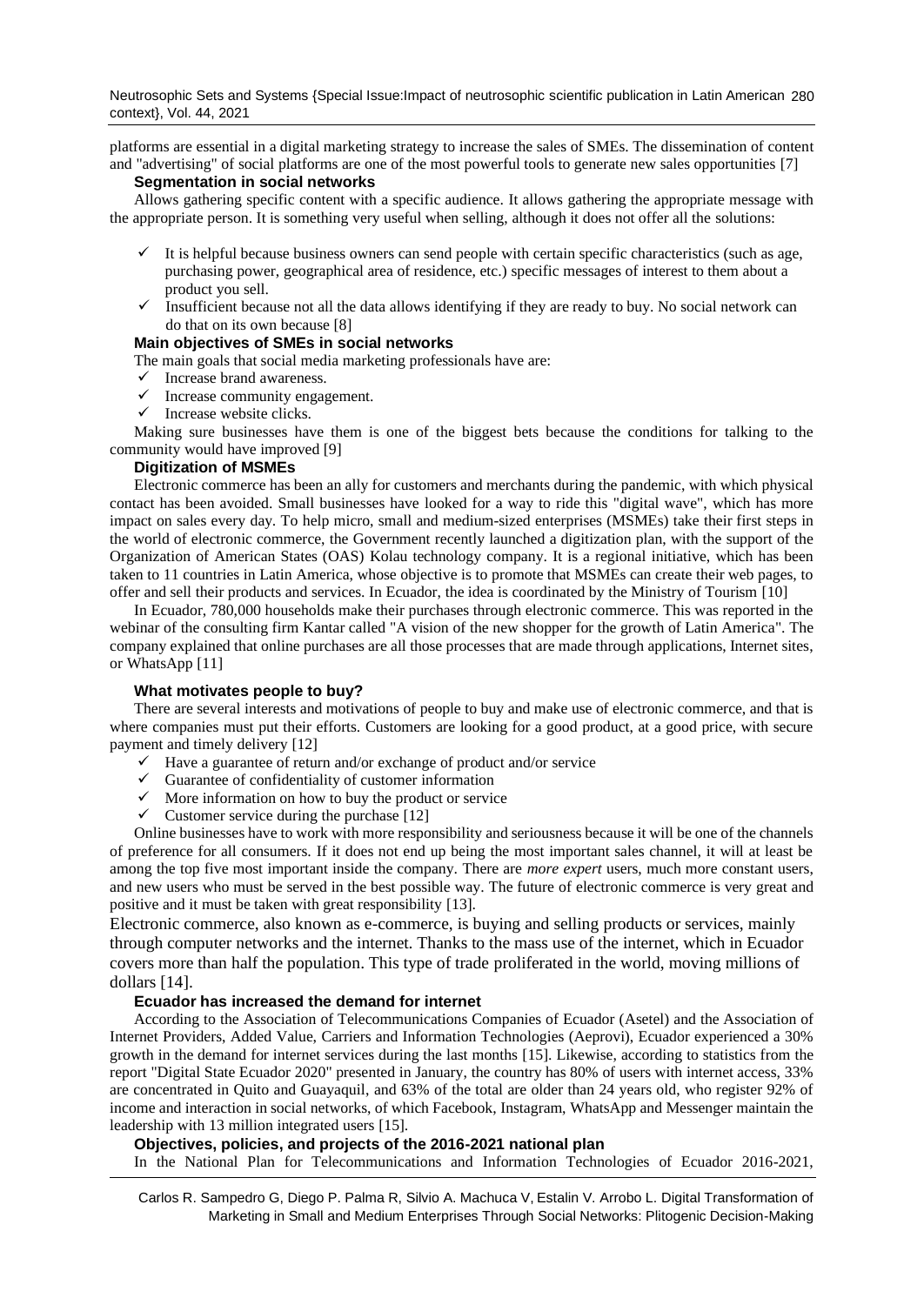platforms are essential in a digital marketing strategy to increase the sales of SMEs. The dissemination of content and "advertising" of social platforms are one of the most powerful tools to generate new sales opportunities [7]

### Segmentation in social networks

Allows gathering specific content with a specific audience. It allows gathering the appropriate message with the appropriate person. It is something very useful when selling, although it does not offer all the solutions:

- ✓ It is helpful because business owners can send people with certain specific characteristics (such as age, purchasing power, geographical area of residence, etc.) specific messages of interest to them about a product you sell.
- ✓ Insufficient because not all the data allows identifying if they are ready to buy. No social network can do that on its own because [8]

### Main objectives of SMEs in social networks

The main goals that social media marketing professionals have are:

- ✓ Increase brand awareness.
- ✓ Increase community engagement.
- ✓ Increase website clicks.

Making sure businesses have them is one of the biggest bets because the conditions for talking to the community would have improved [9]

### Digitization of MSMEs

Electronic commerce has been an ally for customers and merchants during the pandemic, with which physical contact has been avoided. Small businesses have looked for a way to ride this "digital wave", which has more impact on sales every day. To help micro, small and medium-sized enterprises (MSMEs) take their first steps in the world of electronic commerce, the Government recently launched a digitization plan, with the support of the Organization of American States (OAS) Kolau technology company. It is a regional initiative, which has been taken to 11 countries in Latin America, whose objective is to promote that MSMEs can create their web pages, to offer and sell their products and services. In Ecuador, the idea is coordinated by the Ministry of Tourism [10]

In Ecuador, 780,000 households make their purchases through electronic commerce. This was reported in the webinar of the consulting firm Kantar called "A vision of the new shopper for the growth of Latin America". The company explained that online purchases are all those processes that are made through applications, Internet sites, or WhatsApp [11]

### What motivates people to buy?

There are several interests and motivations of people to buy and make use of electronic commerce, and that is where companies must put their efforts. Customers are looking for a good product, at a good price, with secure payment and timely delivery [12]

- ✓ Have a guarantee of return and/or exchange of product and/or service
- ✓ Guarantee of confidentiality of customer information
- ✓ More information on how to buy the product or service
- ✓ Customer service during the purchase [12]

Online businesses have to work with more responsibility and seriousness because it will be one of the channels of preference for all consumers. If it does not end up being the most important sales channel, it will at least be among the top five most important inside the company. There are *more expert* users, much more constant users, and new users who must be served in the best possible way. The future of electronic commerce is very great and positive and it must be taken with great responsibility [13].

Electronic commerce, also known as e-commerce, is buying and selling products or services, mainly through computer networks and the internet. Thanks to the mass use of the internet, which in Ecuador covers more than half the population. This type of trade proliferated in the world, moving millions of dollars [14].

### Ecuador has increased the demand for internet

According to the Association of Telecommunications Companies of Ecuador (Asetel) and the Association of Internet Providers, Added Value, Carriers and Information Technologies (Aeprovi), Ecuador experienced a 30% growth in the demand for internet services during the last months [15]. Likewise, according to statistics from the report "Digital State Ecuador 2020" presented in January, the country has 80% of users with internet access, 33% are concentrated in Quito and Guayaquil, and 63% of the total are older than 24 years old, who register 92% of income and interaction in social networks, of which Facebook, Instagram, WhatsApp and Messenger maintain the leadership with 13 million integrated users [15].

### Objectives, policies, and projects of the 2016-2021 national plan

In the National Plan for Telecommunications and Information Technologies of Ecuador 2016-2021,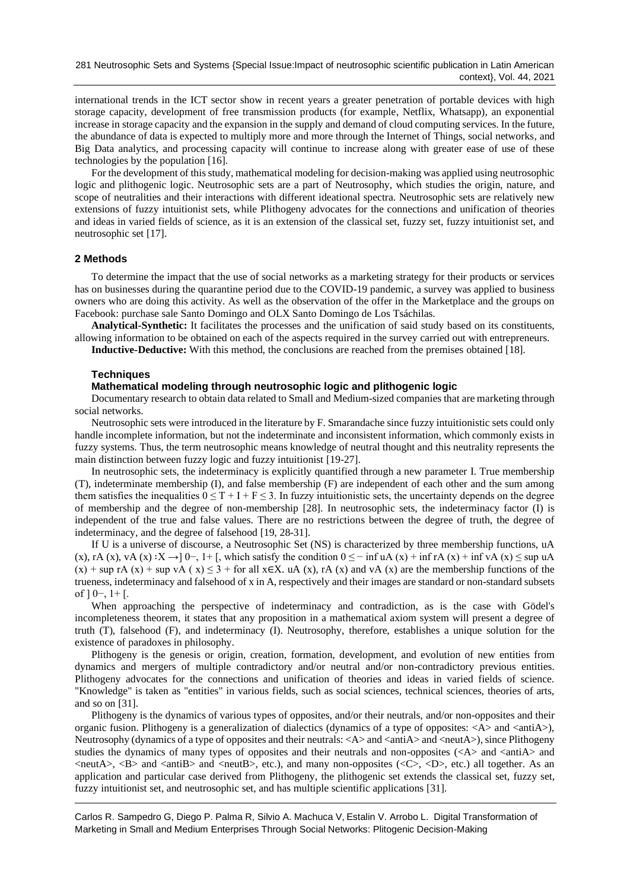international trends in the ICT sector show in recent years a greater penetration of portable devices with high storage capacity, development of free transmission products (for example, Netflix, Whatsapp), an exponential increase in storage capacity and the expansion in the supply and demand of cloud computing services. In the future, the abundance of data is expected to multiply more and more through the Internet of Things, social networks, and Big Data analytics, and processing capacity will continue to increase along with greater ease of use of these technologies by the population [16].

For the development of this study, mathematical modeling for decision-making was applied using neutrosophic logic and plithogenic logic. Neutrosophic sets are a part of Neutrosophy, which studies the origin, nature, and scope of neutralities and their interactions with different ideational spectra. Neutrosophic sets are relatively new extensions of fuzzy intuitionist sets, while Plithogeny advocates for the connections and unification of theories and ideas in varied fields of science, as it is an extension of the classical set, fuzzy set, fuzzy intuitionist set, and neutrosophic set [17].

## 2 Methods

To determine the impact that the use of social networks as a marketing strategy for their products or services has on businesses during the quarantine period due to the COVID-19 pandemic, a survey was applied to business owners who are doing this activity. As well as the observation of the offer in the Marketplace and the groups on Facebook: purchase sale Santo Domingo and OLX Santo Domingo de Los Tsáchilas.

**Analytical-Synthetic:** It facilitates the processes and the unification of said study based on its constituents, allowing information to be obtained on each of the aspects required in the survey carried out with entrepreneurs.

**Inductive-Deductive:** With this method, the conclusions are reached from the premises obtained [18].

### Techniques

#### Mathematical modeling through neutrosophic logic and plithogenic logic

Documentary research to obtain data related to Small and Medium-sized companies that are marketing through social networks.

Neutrosophic sets were introduced in the literature by F. Smarandache since fuzzy intuitionistic sets could only handle incomplete information, but not the indeterminate and inconsistent information, which commonly exists in fuzzy systems. Thus, the term neutrosophic means knowledge of neutral thought and this neutrality represents the main distinction between fuzzy logic and fuzzy intuitionist [19-27].

In neutrosophic sets, the indeterminacy is explicitly quantified through a new parameter I. True membership (T), indeterminate membership (I), and false membership (F) are independent of each other and the sum among them satisfies the inequalities $0 \leq T + I + F \leq 3$. In fuzzy intuitionistic sets, the uncertainty depends on the degree of membership and the degree of non-membership [28]. In neutrosophic sets, the indeterminacy factor (I) is independent of the true and false values. There are no restrictions between the degree of truth, the degree of indeterminacy, and the degree of falsehood [19, 28-31].

If U is a universe of discourse, a Neutrosophic Set (NS) is characterized by three membership functions, $u_A(x)$, $r_A(x)$, $v_A(x) : X \rightarrow ]0^-, 1^+[$, which satisfy the condition $0 \leq -\inf u_A(x) + \inf r_A(x) + \inf v_A(x) \leq \sup u_A(x) + \sup r_A(x) + \sup v_A(x) \leq 3^+$ for all $x \in X$. $u_A(x)$, $r_A(x)$ and $v_A(x)$ are the membership functions of the trueness, indeterminacy and falsehood of x in A, respectively and their images are standard or non-standard subsets of $]0^-, 1^+[$.

When approaching the perspective of indeterminacy and contradiction, as is the case with Gödel's incompleteness theorem, it states that any proposition in a mathematical axiom system will present a degree of truth (T), falsehood (F), and indeterminacy (I). Neutrosophy, therefore, establishes a unique solution for the existence of paradoxes in philosophy.

Plithogeny is the genesis or origin, creation, formation, development, and evolution of new entities from dynamics and mergers of multiple contradictory and/or neutral and/or non-contradictory previous entities. Plithogeny advocates for the connections and unification of theories and ideas in varied fields of science. "Knowledge" is taken as "entities" in various fields, such as social sciences, technical sciences, theories of arts, and so on [31].

Plithogeny is the dynamics of various types of opposites, and/or their neutrals, and/or non-opposites and their organic fusion. Plithogeny is a generalization of dialectics (dynamics of a type of opposites: <A> and <antiA>), Neutrosophy (dynamics of a type of opposites and their neutrals: <A> and <antiA> and <neutA>), since Plithogeny studies the dynamics of many types of opposites and their neutrals and non-opposites (<A> and <antiA> and <neutA>, <B> and <antiB> and <neutB>, etc.), and many non-opposites (<C>, <D>, etc.) all together. As an application and particular case derived from Plithogeny, the plithogenic set extends the classical set, fuzzy set, fuzzy intuitionist set, and neutrosophic set, and has multiple scientific applications [31].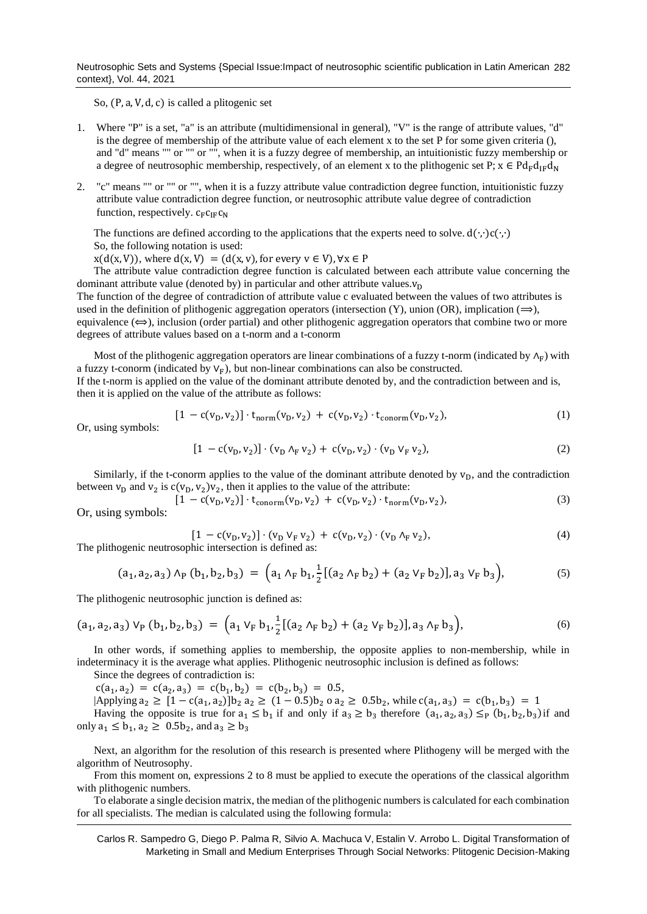So, $(P, a, V, d, c)$ is called a plitogenic set

1. Where "P" is a set, "a" is an attribute (multidimensional in general), "V" is the range of attribute values, "d" is the degree of membership of the attribute value of each element x to the set P for some given criteria (), and "d" means "" or "" or "", when it is a fuzzy degree of membership, an intuitionistic fuzzy membership or a degree of neutrosophic membership, respectively, of an element x to the plithogenic set P; $x \in P d_F d_{IF} d_N$
2. "c" means "" or "" or "", when it is a fuzzy attribute value contradiction degree function, intuitionistic fuzzy attribute value contradiction degree function, or neutrosophic attribute value degree of contradiction function, respectively. $c_F c_{IF} c_N$

The functions are defined according to the applications that the experts need to solve. $d(\cdot,\cdot) c(\cdot,\cdot)$

So, the following notation is used:

$x(d(x, V))$, where $d(x, V) = (d(x, v)$, for every $v \in V)$, $\forall x \in P$

The attribute value contradiction degree function is calculated between each attribute value concerning the dominant attribute value (denoted by) in particular and other attribute values.$v_D$

The function of the degree of contradiction of attribute value c evaluated between the values of two attributes is used in the definition of plithogenic aggregation operators (intersection (Y), union (OR), implication ($\Longrightarrow$), equivalence ($\Longleftrightarrow$), inclusion (order partial) and other plithogenic aggregation operators that combine two or more degrees of attribute values based on a t-norm and a t-conorm

Most of the plithogenic aggregation operators are linear combinations of a fuzzy t-norm (indicated by $\wedge_F$) with a fuzzy t-conorm (indicated by $\vee_F$), but non-linear combinations can also be constructed.

If the t-norm is applied on the value of the dominant attribute denoted by, and the contradiction between and is, then it is applied on the value of the attribute as follows:

$$[1 - c(v_D, v_2)] \cdot t_{norm}(v_D, v_2) + c(v_D, v_2) \cdot t_{conorm}(v_D, v_2), \tag{1}$$

Or, using symbols:

$$[1 - c(v_D, v_2)] \cdot (v_D \wedge_F v_2) + c(v_D, v_2) \cdot (v_D \vee_F v_2), \tag{2}$$

Similarly, if the t-conorm applies to the value of the dominant attribute denoted by $v_D$, and the contradiction between $v_D$ and $v_2$ is $c(v_D, v_2) v_2$, then it applies to the value of the attribute:

$$[1 - c(v_D, v_2)] \cdot t_{conorm}(v_D, v_2) + c(v_D, v_2) \cdot t_{norm}(v_D, v_2), \tag{3}$$

Or, using symbols:

$$[1 - c(v_D, v_2)] \cdot (v_D \vee_F v_2) + c(v_D, v_2) \cdot (v_D \wedge_F v_2), \tag{4}$$

The plithogenic neutrosophic intersection is defined as:

$$(a_1, a_2, a_3) \wedge_P (b_1, b_2, b_3) = \left(a_1 \wedge_F b_1, \frac{1}{2}[(a_2 \wedge_F b_2) + (a_2 \vee_F b_2)], a_3 \vee_F b_3\right), \tag{5}$$

The plithogenic neutrosophic junction is defined as:

$$(a_1, a_2, a_3) \vee_P (b_1, b_2, b_3) = \left(a_1 \vee_F b_1, \frac{1}{2}[(a_2 \wedge_F b_2) + (a_2 \vee_F b_2)], a_3 \wedge_F b_3\right), \tag{6}$$

In other words, if something applies to membership, the opposite applies to non-membership, while in indeterminacy it is the average what applies. Plithogenic neutrosophic inclusion is defined as follows:

Since the degrees of contradiction is:

$c(a_1, a_2) = c(a_2, a_3) = c(b_1, b_2) = c(b_2, b_3) = 0.5,$

|Applying $a_2 \geq [1 - c(a_1, a_2)] b_2$ $a_2 \geq (1 - 0.5) b_2$ o $a_2 \geq 0.5 b_2$, while $c(a_1, a_3) = c(b_1, b_3) = 1$

Having the opposite is true for $a_1 \leq b_1$ if and only if $a_3 \geq b_3$ therefore $(a_1, a_2, a_3) \leq_P (b_1, b_2, b_3)$ if and only $a_1 \leq b_1$, $a_2 \geq 0.5 b_2$, and $a_3 \geq b_3$

Next, an algorithm for the resolution of this research is presented where Plithogeny will be merged with the algorithm of Neutrosophy.

From this moment on, expressions 2 to 8 must be applied to execute the operations of the classical algorithm with plithogenic numbers.

To elaborate a single decision matrix, the median of the plithogenic numbers is calculated for each combination for all specialists. The median is calculated using the following formula: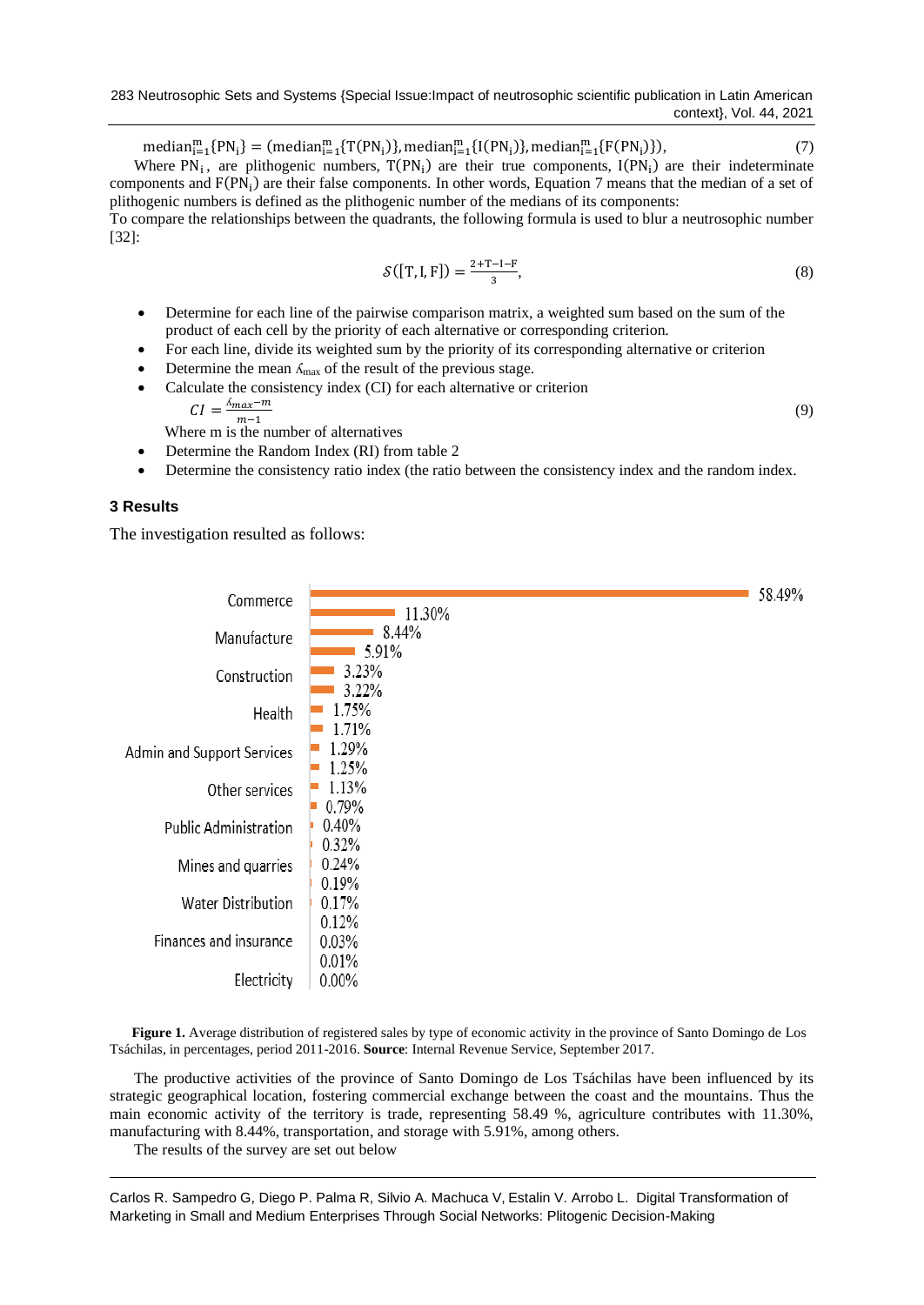$$\text{median}_{i=1}^{m}\{PN_i\} = (\text{median}_{i=1}^{m}\{T(PN_i)\}, \text{median}_{i=1}^{m}\{I(PN_i)\}, \text{median}_{i=1}^{m}\{F(PN_i)\}), \quad (7)$$

Where $PN_i$, are plithogenic numbers, $T(PN_i)$ are their true components, $I(PN_i)$ are their indeterminate components and $F(PN_i)$ are their false components. In other words, Equation 7 means that the median of a set of plithogenic numbers is defined as the plithogenic number of the medians of its components:

To compare the relationships between the quadrants, the following formula is used to blur a neutrosophic number [32]:

$$\mathcal{S}([T, I, F]) = \frac{2+T-I-F}{3}, \quad (8)$$

- Determine for each line of the pairwise comparison matrix, a weighted sum based on the sum of the product of each cell by the priority of each alternative or corresponding criterion.
- For each line, divide its weighted sum by the priority of its corresponding alternative or criterion
- Determine the mean $\lambda_{max}$ of the result of the previous stage.
- Calculate the consistency index (CI) for each alternative or criterion

$$CI = \frac{\lambda_{max}-m}{m-1} \quad (9)$$

Where m is the number of alternatives

- Determine the Random Index (RI) from table 2
- Determine the consistency ratio index (the ratio between the consistency index and the random index.

## 3 Results

The investigation resulted as follows:

| Activity | % |
|---|---|
| Commerce | 58.49% |
| | 11.30% |
| Manufacture | 8.44% |
| | 5.91% |
| Construction | 3.23% |
| | 3.22% |
| Health | 1.75% |
| | 1.71% |
| Admin and Support Services | 1.29% |
| | 1.25% |
| Other services | 1.13% |
| | 0.79% |
| Public Administration | 0.40% |
| | 0.32% |
| Mines and quarries | 0.24% |
| | 0.19% |
| Water Distribution | 0.17% |
| | 0.12% |
| Finances and insurance | 0.03% |
| | 0.01% |
| Electricity | 0.00% |

**Figure 1.** Average distribution of registered sales by type of economic activity in the province of Santo Domingo de Los Tsáchilas, in percentages, period 2011-2016. **Source**: Internal Revenue Service, September 2017.

The productive activities of the province of Santo Domingo de Los Tsáchilas have been influenced by its strategic geographical location, fostering commercial exchange between the coast and the mountains. Thus the main economic activity of the territory is trade, representing 58.49 %, agriculture contributes with 11.30%, manufacturing with 8.44%, transportation, and storage with 5.91%, among others.

The results of the survey are set out below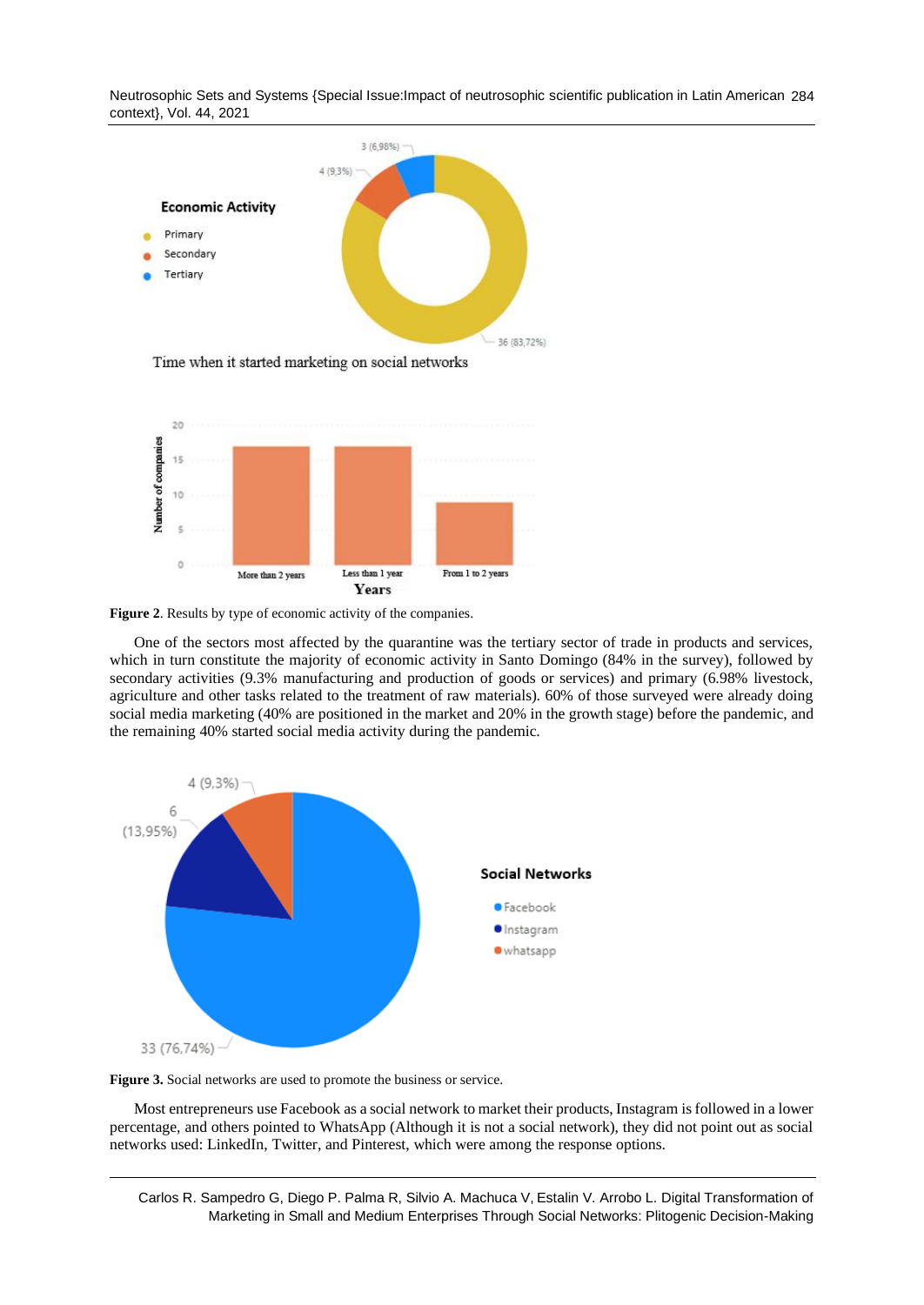Time when it started marketing on social networks

**Figure 2**. Results by type of economic activity of the companies.

One of the sectors most affected by the quarantine was the tertiary sector of trade in products and services, which in turn constitute the majority of economic activity in Santo Domingo (84% in the survey), followed by secondary activities (9.3% manufacturing and production of goods or services) and primary (6.98% livestock, agriculture and other tasks related to the treatment of raw materials). 60% of those surveyed were already doing social media marketing (40% are positioned in the market and 20% in the growth stage) before the pandemic, and the remaining 40% started social media activity during the pandemic.

**Figure 3.** Social networks are used to promote the business or service.

Most entrepreneurs use Facebook as a social network to market their products, Instagram is followed in a lower percentage, and others pointed to WhatsApp (Although it is not a social network), they did not point out as social networks used: LinkedIn, Twitter, and Pinterest, which were among the response options.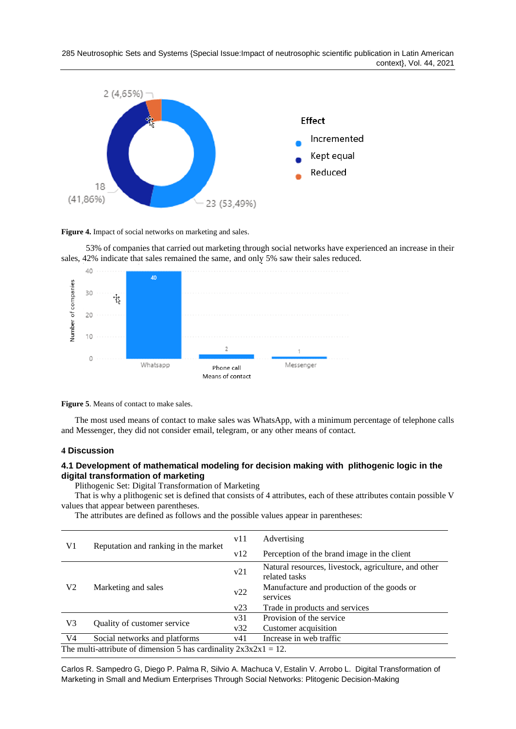**Figure 4.** Impact of social networks on marketing and sales.

53% of companies that carried out marketing through social networks have experienced an increase in their sales, 42% indicate that sales remained the same, and only 5% saw their sales reduced.

**Figure 5**. Means of contact to make sales.

The most used means of contact to make sales was WhatsApp, with a minimum percentage of telephone calls and Messenger, they did not consider email, telegram, or any other means of contact.

## 4 Discussion

### 4.1 Development of mathematical modeling for decision making with plithogenic logic in the digital transformation of marketing

Plithogenic Set: Digital Transformation of Marketing

That is why a plithogenic set is defined that consists of 4 attributes, each of these attributes contain possible V values that appear between parentheses.

The attributes are defined as follows and the possible values appear in parentheses:

| | | | |
|---|---|---|---|
| V1 | Reputation and ranking in the market | v11 | Advertising |
| | | v12 | Perception of the brand image in the client |
| V2 | Marketing and sales | v21 | Natural resources, livestock, agriculture, and other related tasks |
| | | v22 | Manufacture and production of the goods or services |
| | | v23 | Trade in products and services |
| V3 | Quality of customer service | v31 | Provision of the service |
| | | v32 | Customer acquisition |
| V4 | Social networks and platforms | v41 | Increase in web traffic |

The multi-attribute of dimension 5 has cardinality 2x3x2x1 = 12.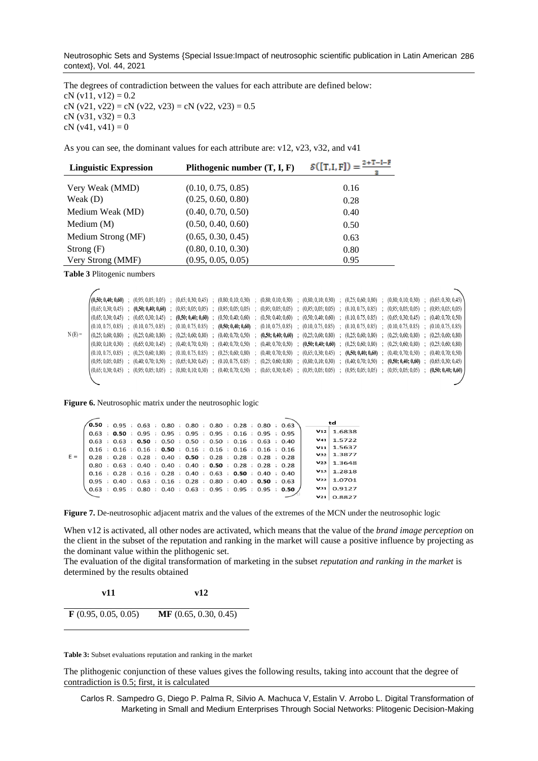The degrees of contradiction between the values for each attribute are defined below:

cN (v11, v12) = 0.2

cN (v21, v22) = cN (v22, v23) = cN (v22, v23) = 0.5

cN (v31, v32) = 0.3

cN (v41, v41) = 0

As you can see, the dominant values for each attribute are: v12, v23, v32, and v41

| Linguistic Expression | Plithogenic number (T, I, F) | $S([T,I,F]) = \frac{2+T-I-F}{3}$ |
|---|---|---|
| Very Weak (MMD) | (0.10, 0.75, 0.85) | 0.16 |
| Weak (D) | (0.25, 0.60, 0.80) | 0.28 |
| Medium Weak (MD) | (0.40, 0.70, 0.50) | 0.40 |
| Medium (M) | (0.50, 0.40, 0.60) | 0.50 |
| Medium Strong (MF) | (0.65, 0.30, 0.45) | 0.63 |
| Strong (F) | (0.80, 0.10, 0.30) | 0.80 |
| Very Strong (MMF) | (0.95, 0.05, 0.05) | 0.95 |

**Table 3** Plitogenic numbers

$$N(E) = \begin{pmatrix}
\mathbf{(0.50;0.40;0.60)} & (0.95;0.05;0.05) & (0.65;0.30;0.45) & (0.80;0.10;0.30) & (0.80;0.10;0.30) & (0.80;0.10;0.30) & (0.25;0.60;0.80) & (0.80;0.10;0.30) & (0.65;0.30;0.45) \\
(0.65;0.30;0.45) & \mathbf{(0.50;0.40;0.60)} & (0.95;0.05;0.05) & (0.95;0.05;0.05) & (0.95;0.05;0.05) & (0.95;0.05;0.05) & (0.10;0.75;0.85) & (0.95;0.05;0.05) & (0.95;0.05;0.05) \\
(0.65;0.30;0.45) & (0.65;0.30;0.45) & \mathbf{(0.50;0.40;0.60)} & (0.50;0.40;0.60) & (0.50;0.40;0.60) & (0.50;0.40;0.60) & (0.10;0.75;0.85) & (0.65;0.30;0.45) & (0.40;0.70;0.50) \\
(0.10;0.75;0.85) & (0.10;0.75;0.85) & (0.10;0.75;0.85) & \mathbf{(0.50;0.40;0.60)} & (0.10;0.75;0.85) & (0.10;0.75;0.85) & (0.10;0.75;0.85) & (0.10;0.75;0.85) & (0.10;0.75;0.85) \\
(0.25;0.60;0.80) & (0.25;0.60;0.80) & (0.25;0.60;0.80) & (0.40;0.70;0.50) & \mathbf{(0.50;0.40;0.60)} & (0.25;0.60;0.80) & (0.25;0.60;0.80) & (0.25;0.60;0.80) & (0.25;0.60;0.80) \\
(0.80;0.10;0.30) & (0.65;0.30;0.45) & (0.40;0.70;0.50) & (0.40;0.70;0.50) & (0.40;0.70;0.50) & \mathbf{(0.50;0.40;0.60)} & (0.25;0.60;0.80) & (0.25;0.60;0.80) & (0.25;0.60;0.80) \\
(0.10;0.75;0.85) & (0.25;0.60;0.80) & (0.10;0.75;0.85) & (0.25;0.60;0.80) & (0.40;0.70;0.50) & (0.65;0.30;0.45) & \mathbf{(0.50;0.40;0.60)} & (0.40;0.70;0.50) & (0.40;0.70;0.50) \\
(0.95;0.05;0.05) & (0.40;0.70;0.50) & (0.65;0.30;0.45) & (0.10;0.75;0.85) & (0.25;0.60;0.80) & (0.80;0.10;0.30) & (0.40;0.70;0.50) & \mathbf{(0.50;0.40;0.60)} & (0.65;0.30;0.45) \\
(0.65;0.30;0.45) & (0.95;0.05;0.05) & (0.80;0.10;0.30) & (0.40;0.70;0.50) & (0.65;0.30;0.45) & (0.95;0.05;0.05) & (0.95;0.05;0.05) & (0.95;0.05;0.05) & \mathbf{(0.50;0.40;0.60)}
\end{pmatrix}$$

**Figure 6.** Neutrosophic matrix under the neutrosophic logic

$$E = \begin{pmatrix}
\mathbf{0.50} & 0.95 & 0.63 & 0.80 & 0.80 & 0.80 & 0.28 & 0.80 & 0.63 \\
0.63 & \mathbf{0.50} & 0.95 & 0.95 & 0.95 & 0.95 & 0.16 & 0.95 & 0.95 \\
0.63 & 0.63 & \mathbf{0.50} & 0.50 & 0.50 & 0.50 & 0.16 & 0.63 & 0.40 \\
0.16 & 0.16 & 0.16 & \mathbf{0.50} & 0.16 & 0.16 & 0.16 & 0.16 & 0.16 \\
0.28 & 0.28 & 0.28 & 0.40 & \mathbf{0.50} & 0.28 & 0.28 & 0.28 & 0.28 \\
0.80 & 0.63 & 0.40 & 0.40 & 0.40 & \mathbf{0.50} & 0.28 & 0.28 & 0.28 \\
0.16 & 0.28 & 0.16 & 0.28 & 0.40 & 0.63 & \mathbf{0.50} & 0.40 & 0.40 \\
0.95 & 0.40 & 0.63 & 0.16 & 0.28 & 0.80 & 0.40 & \mathbf{0.50} & 0.63 \\
0.63 & 0.95 & 0.80 & 0.40 & 0.63 & 0.95 & 0.95 & 0.95 & \mathbf{0.50}
\end{pmatrix}$$

| | td |
|---|---|
| v12 | 1.6838 |
| v41 | 1.5722 |
| v11 | 1.5637 |
| v32 | 1.3877 |
| v23 | 1.3648 |
| v13 | 1.2818 |
| v22 | 1.0701 |
| v31 | 0.9127 |
| v21 | 0.8827 |

**Figure 7.** De-neutrosophic adjacent matrix and the values of the extremes of the MCN under the neutrosophic logic

When v12 is activated, all other nodes are activated, which means that the value of the *brand image perception* on the client in the subset of the reputation and ranking in the market will cause a positive influence by projecting as the dominant value within the plithogenic set.

The evaluation of the digital transformation of marketing in the subset *reputation and ranking in the market* is determined by the results obtained

| v11 | v12 |
|---|---|
| **F** (0.95, 0.05, 0.05) | **MF** (0.65, 0.30, 0.45) |

**Table 3:** Subset evaluations reputation and ranking in the market

The plithogenic conjunction of these values gives the following results, taking into account that the degree of contradiction is 0.5; first, it is calculated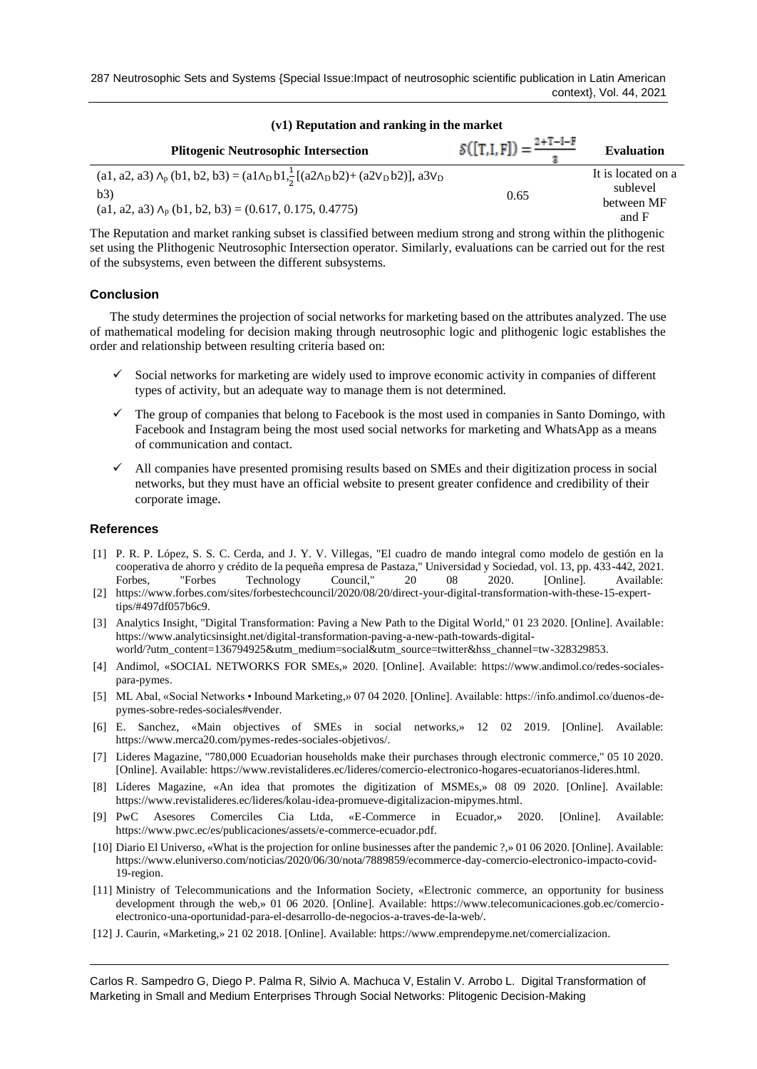**(v1) Reputation and ranking in the market**

| Plitogenic Neutrosophic Intersection | $S([T,I,F]) = \frac{2+T-I-F}{3}$ | Evaluation |
|---|---|---|
| $(a1, a2, a3) \wedge_p (b1, b2, b3) = (a1 \wedge_D b1, \frac{1}{2}[(a2 \wedge_D b2) + (a2 \vee_D b2)], a3 \vee_D b3)$ <br> $(a1, a2, a3) \wedge_p (b1, b2, b3) = (0.617, 0.175, 0.4775)$ | 0.65 | It is located on a sublevel between MF and F |

The Reputation and market ranking subset is classified between medium strong and strong within the plithogenic set using the Plithogenic Neutrosophic Intersection operator. Similarly, evaluations can be carried out for the rest of the subsystems, even between the different subsystems.

## Conclusion

The study determines the projection of social networks for marketing based on the attributes analyzed. The use of mathematical modeling for decision making through neutrosophic logic and plithogenic logic establishes the order and relationship between resulting criteria based on:

- ✓ Social networks for marketing are widely used to improve economic activity in companies of different types of activity, but an adequate way to manage them is not determined.
- ✓ The group of companies that belong to Facebook is the most used in companies in Santo Domingo, with Facebook and Instagram being the most used social networks for marketing and WhatsApp as a means of communication and contact.
- ✓ All companies have presented promising results based on SMEs and their digitization process in social networks, but they must have an official website to present greater confidence and credibility of their corporate image.

## References

[1] P. R. P. López, S. S. C. Cerda, and J. Y. V. Villegas, "El cuadro de mando integral como modelo de gestión en la cooperativa de ahorro y crédito de la pequeña empresa de Pastaza," Universidad y Sociedad, vol. 13, pp. 433-442, 2021.

[2] Forbes, "Forbes Technology Council," 20 08 2020. [Online]. Available: https://www.forbes.com/sites/forbestechcouncil/2020/08/20/direct-your-digital-transformation-with-these-15-expert-tips/#497df057b6c9.

[3] Analytics Insight, "Digital Transformation: Paving a New Path to the Digital World," 01 23 2020. [Online]. Available: https://www.analyticsinsight.net/digital-transformation-paving-a-new-path-towards-digital-world/?utm_content=136794925&utm_medium=social&utm_source=twitter&hss_channel=tw-328329853.

[4] Andimol, «SOCIAL NETWORKS FOR SMEs,» 2020. [Online]. Available: https://www.andimol.co/redes-sociales-para-pymes.

[5] ML Abal, «Social Networks • Inbound Marketing,» 07 04 2020. [Online]. Available: https://info.andimol.co/duenos-de-pymes-sobre-redes-sociales#vender.

[6] E. Sanchez, «Main objectives of SMEs in social networks,» 12 02 2019. [Online]. Available: https://www.merca20.com/pymes-redes-sociales-objetivos/.

[7] Lideres Magazine, "780,000 Ecuadorian households make their purchases through electronic commerce," 05 10 2020. [Online]. Available: https://www.revistalideres.ec/lideres/comercio-electronico-hogares-ecuatorianos-lideres.html.

[8] Líderes Magazine, «An idea that promotes the digitization of MSMEs,» 08 09 2020. [Online]. Available: https://www.revistalideres.ec/lideres/kolau-idea-promueve-digitalizacion-mipymes.html.

[9] PwC Asesores Comerciles Cia Ltda, «E-Commerce in Ecuador,» 2020. [Online]. Available: https://www.pwc.ec/es/publicaciones/assets/e-commerce-ecuador.pdf.

[10] Diario El Universo, «What is the projection for online businesses after the pandemic ?,» 01 06 2020. [Online]. Available: https://www.eluniverso.com/noticias/2020/06/30/nota/7889859/ecommerce-day-comercio-electronico-impacto-covid-19-region.

[11] Ministry of Telecommunications and the Information Society, «Electronic commerce, an opportunity for business development through the web,» 01 06 2020. [Online]. Available: https://www.telecomunicaciones.gob.ec/comercio-electronico-una-oportunidad-para-el-desarrollo-de-negocios-a-traves-de-la-web/.

[12] J. Caurin, «Marketing,» 21 02 2018. [Online]. Available: https://www.emprendepyme.net/comercializacion.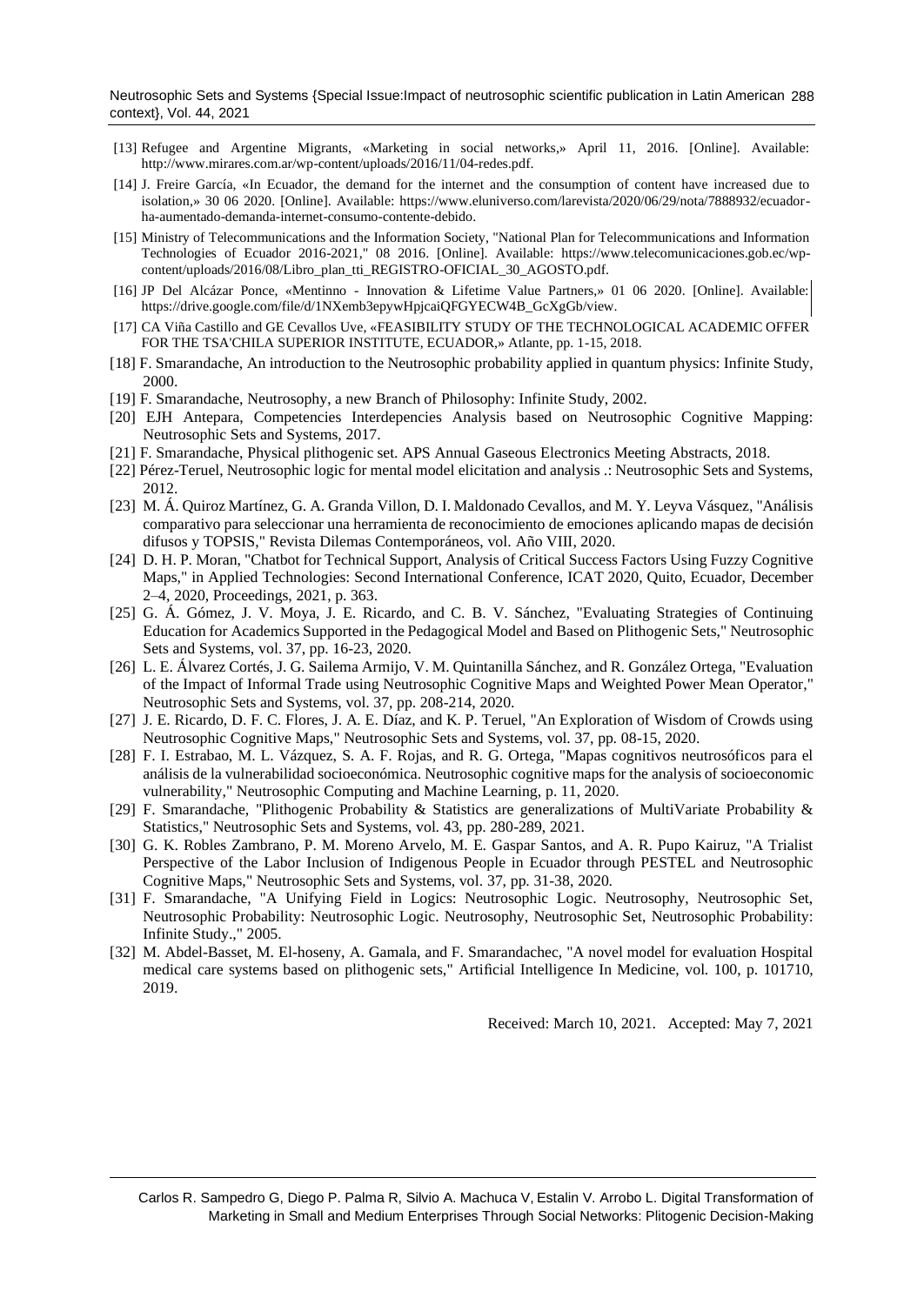[13] Refugee and Argentine Migrants, «Marketing in social networks,» April 11, 2016. [Online]. Available: http://www.mirares.com.ar/wp-content/uploads/2016/11/04-redes.pdf.

[14] J. Freire García, «In Ecuador, the demand for the internet and the consumption of content have increased due to isolation,» 30 06 2020. [Online]. Available: https://www.eluniverso.com/larevista/2020/06/29/nota/7888932/ecuador-ha-aumentado-demanda-internet-consumo-contente-debido.

[15] Ministry of Telecommunications and the Information Society, "National Plan for Telecommunications and Information Technologies of Ecuador 2016-2021," 08 2016. [Online]. Available: https://www.telecomunicaciones.gob.ec/wp-content/uploads/2016/08/Libro_plan_tti_REGISTRO-OFICIAL_30_AGOSTO.pdf.

[16] JP Del Alcázar Ponce, «Mentinno - Innovation & Lifetime Value Partners,» 01 06 2020. [Online]. Available: https://drive.google.com/file/d/1NXemb3epywHpjcaiQFGYECW4B_GcXgGb/view.

[17] CA Viña Castillo and GE Cevallos Uve, «FEASIBILITY STUDY OF THE TECHNOLOGICAL ACADEMIC OFFER FOR THE TSA'CHILA SUPERIOR INSTITUTE, ECUADOR,» Atlante, pp. 1-15, 2018.

[18] F. Smarandache, An introduction to the Neutrosophic probability applied in quantum physics: Infinite Study, 2000.

[19] F. Smarandache, Neutrosophy, a new Branch of Philosophy: Infinite Study, 2002.

[20] EJH Antepara, Competencies Interdepencies Analysis based on Neutrosophic Cognitive Mapping: Neutrosophic Sets and Systems, 2017.

[21] F. Smarandache, Physical plithogenic set. APS Annual Gaseous Electronics Meeting Abstracts, 2018.

[22] Pérez-Teruel, Neutrosophic logic for mental model elicitation and analysis .: Neutrosophic Sets and Systems, 2012.

[23] M. Á. Quiroz Martínez, G. A. Granda Villon, D. I. Maldonado Cevallos, and M. Y. Leyva Vásquez, "Análisis comparativo para seleccionar una herramienta de reconocimiento de emociones aplicando mapas de decisión difusos y TOPSIS," Revista Dilemas Contemporáneos, vol. Año VIII, 2020.

[24] D. H. P. Moran, "Chatbot for Technical Support, Analysis of Critical Success Factors Using Fuzzy Cognitive Maps," in Applied Technologies: Second International Conference, ICAT 2020, Quito, Ecuador, December 2–4, 2020, Proceedings, 2021, p. 363.

[25] G. Á. Gómez, J. V. Moya, J. E. Ricardo, and C. B. V. Sánchez, "Evaluating Strategies of Continuing Education for Academics Supported in the Pedagogical Model and Based on Plithogenic Sets," Neutrosophic Sets and Systems, vol. 37, pp. 16-23, 2020.

[26] L. E. Álvarez Cortés, J. G. Sailema Armijo, V. M. Quintanilla Sánchez, and R. González Ortega, "Evaluation of the Impact of Informal Trade using Neutrosophic Cognitive Maps and Weighted Power Mean Operator," Neutrosophic Sets and Systems, vol. 37, pp. 208-214, 2020.

[27] J. E. Ricardo, D. F. C. Flores, J. A. E. Díaz, and K. P. Teruel, "An Exploration of Wisdom of Crowds using Neutrosophic Cognitive Maps," Neutrosophic Sets and Systems, vol. 37, pp. 08-15, 2020.

[28] F. I. Estrabao, M. L. Vázquez, S. A. F. Rojas, and R. G. Ortega, "Mapas cognitivos neutrosóficos para el análisis de la vulnerabilidad socioeconómica. Neutrosophic cognitive maps for the analysis of socioeconomic vulnerability," Neutrosophic Computing and Machine Learning, p. 11, 2020.

[29] F. Smarandache, "Plithogenic Probability & Statistics are generalizations of MultiVariate Probability & Statistics," Neutrosophic Sets and Systems, vol. 43, pp. 280-289, 2021.

[30] G. K. Robles Zambrano, P. M. Moreno Arvelo, M. E. Gaspar Santos, and A. R. Pupo Kairuz, "A Trialist Perspective of the Labor Inclusion of Indigenous People in Ecuador through PESTEL and Neutrosophic Cognitive Maps," Neutrosophic Sets and Systems, vol. 37, pp. 31-38, 2020.

[31] F. Smarandache, "A Unifying Field in Logics: Neutrosophic Logic. Neutrosophy, Neutrosophic Set, Neutrosophic Probability: Neutrosophic Logic. Neutrosophy, Neutrosophic Set, Neutrosophic Probability: Infinite Study.," 2005.

[32] M. Abdel-Basset, M. El-hoseny, A. Gamala, and F. Smarandachec, "A novel model for evaluation Hospital medical care systems based on plithogenic sets," Artificial Intelligence In Medicine, vol. 100, p. 101710, 2019.

Received: March 10, 2021. Accepted: May 7, 2021